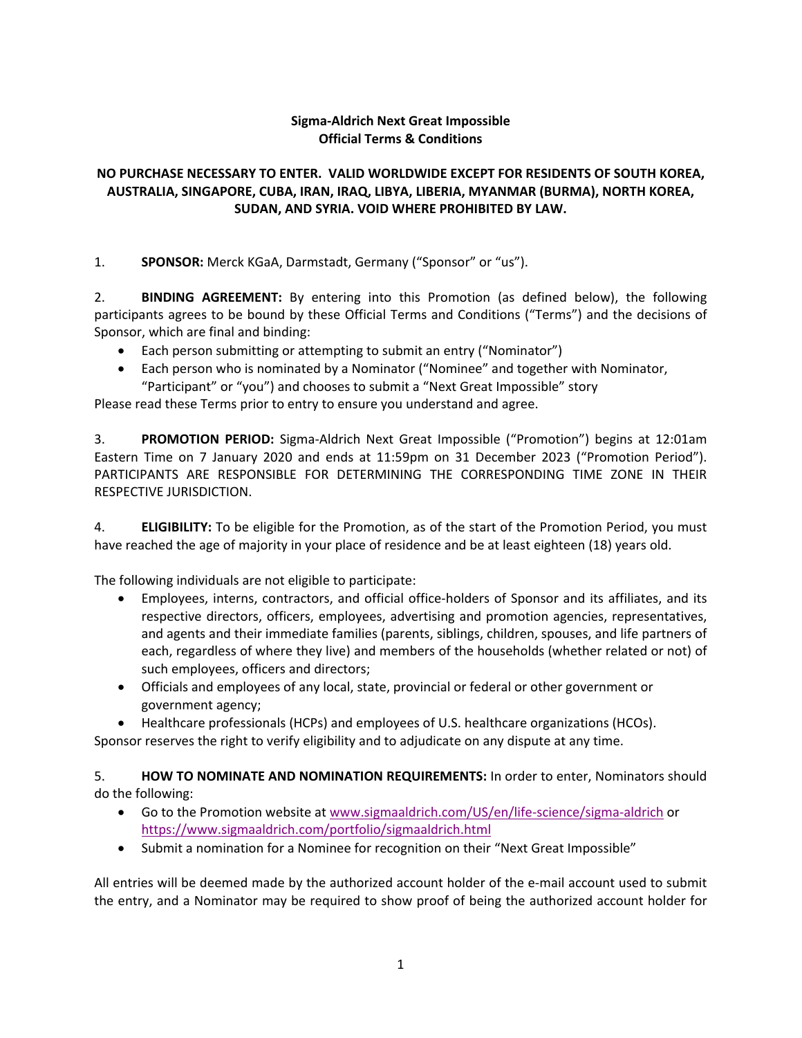**Sigma-Aldrich Next Great Impossible**
**Official Terms & Conditions**

**NO PURCHASE NECESSARY TO ENTER. VALID WORLDWIDE EXCEPT FOR RESIDENTS OF SOUTH KOREA, AUSTRALIA, SINGAPORE, CUBA, IRAN, IRAQ, LIBYA, LIBERIA, MYANMAR (BURMA), NORTH KOREA, SUDAN, AND SYRIA. VOID WHERE PROHIBITED BY LAW.**

1. **SPONSOR:** Merck KGaA, Darmstadt, Germany ("Sponsor" or "us").

2. **BINDING AGREEMENT:** By entering into this Promotion (as defined below), the following participants agrees to be bound by these Official Terms and Conditions ("Terms") and the decisions of Sponsor, which are final and binding:
   - Each person submitting or attempting to submit an entry ("Nominator")
   - Each person who is nominated by a Nominator ("Nominee" and together with Nominator, "Participant" or "you") and chooses to submit a "Next Great Impossible" story

   Please read these Terms prior to entry to ensure you understand and agree.

3. **PROMOTION PERIOD:** Sigma-Aldrich Next Great Impossible ("Promotion") begins at 12:01am Eastern Time on 7 January 2020 and ends at 11:59pm on 31 December 2023 ("Promotion Period"). PARTICIPANTS ARE RESPONSIBLE FOR DETERMINING THE CORRESPONDING TIME ZONE IN THEIR RESPECTIVE JURISDICTION.

4. **ELIGIBILITY:** To be eligible for the Promotion, as of the start of the Promotion Period, you must have reached the age of majority in your place of residence and be at least eighteen (18) years old.

   The following individuals are not eligible to participate:
   - Employees, interns, contractors, and official office-holders of Sponsor and its affiliates, and its respective directors, officers, employees, advertising and promotion agencies, representatives, and agents and their immediate families (parents, siblings, children, spouses, and life partners of each, regardless of where they live) and members of the households (whether related or not) of such employees, officers and directors;
   - Officials and employees of any local, state, provincial or federal or other government or government agency;
   - Healthcare professionals (HCPs) and employees of U.S. healthcare organizations (HCOs).

   Sponsor reserves the right to verify eligibility and to adjudicate on any dispute at any time.

5. **HOW TO NOMINATE AND NOMINATION REQUIREMENTS:** In order to enter, Nominators should do the following:
   - Go to the Promotion website at www.sigmaaldrich.com/US/en/life-science/sigma-aldrich or https://www.sigmaaldrich.com/portfolio/sigmaaldrich.html
   - Submit a nomination for a Nominee for recognition on their "Next Great Impossible"

All entries will be deemed made by the authorized account holder of the e-mail account used to submit the entry, and a Nominator may be required to show proof of being the authorized account holder for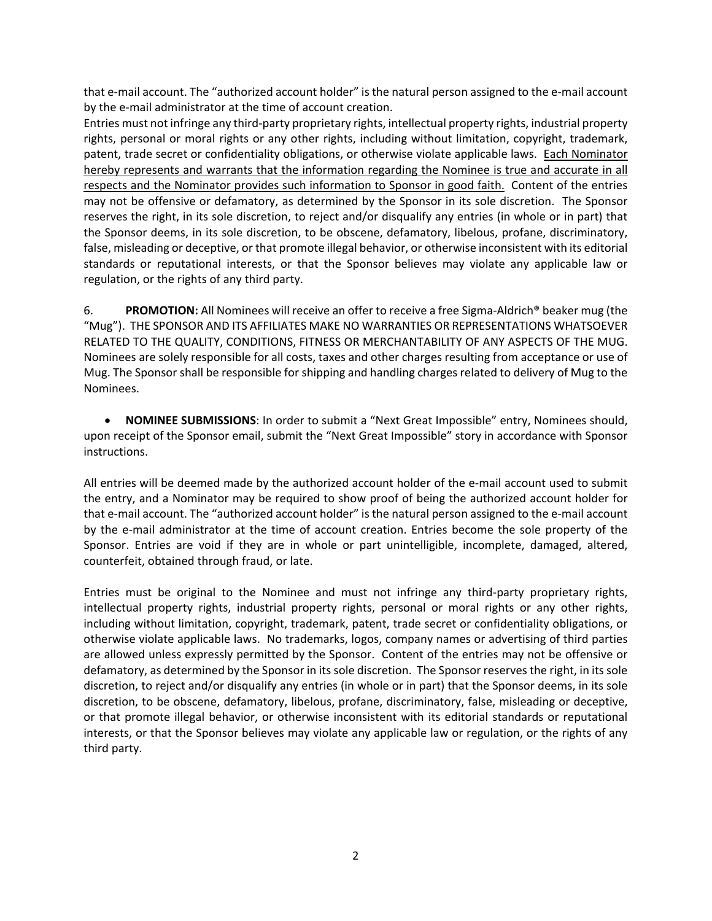that e-mail account. The "authorized account holder" is the natural person assigned to the e-mail account by the e-mail administrator at the time of account creation.
Entries must not infringe any third-party proprietary rights, intellectual property rights, industrial property rights, personal or moral rights or any other rights, including without limitation, copyright, trademark, patent, trade secret or confidentiality obligations, or otherwise violate applicable laws. <u>Each Nominator hereby represents and warrants that the information regarding the Nominee is true and accurate in all respects and the Nominator provides such information to Sponsor in good faith.</u> Content of the entries may not be offensive or defamatory, as determined by the Sponsor in its sole discretion. The Sponsor reserves the right, in its sole discretion, to reject and/or disqualify any entries (in whole or in part) that the Sponsor deems, in its sole discretion, to be obscene, defamatory, libelous, profane, discriminatory, false, misleading or deceptive, or that promote illegal behavior, or otherwise inconsistent with its editorial standards or reputational interests, or that the Sponsor believes may violate any applicable law or regulation, or the rights of any third party.

6. **PROMOTION:** All Nominees will receive an offer to receive a free Sigma-Aldrich® beaker mug (the "Mug"). THE SPONSOR AND ITS AFFILIATES MAKE NO WARRANTIES OR REPRESENTATIONS WHATSOEVER RELATED TO THE QUALITY, CONDITIONS, FITNESS OR MERCHANTABILITY OF ANY ASPECTS OF THE MUG. Nominees are solely responsible for all costs, taxes and other charges resulting from acceptance or use of Mug. The Sponsor shall be responsible for shipping and handling charges related to delivery of Mug to the Nominees.

- **NOMINEE SUBMISSIONS**: In order to submit a "Next Great Impossible" entry, Nominees should, upon receipt of the Sponsor email, submit the "Next Great Impossible" story in accordance with Sponsor instructions.

All entries will be deemed made by the authorized account holder of the e-mail account used to submit the entry, and a Nominator may be required to show proof of being the authorized account holder for that e-mail account. The "authorized account holder" is the natural person assigned to the e-mail account by the e-mail administrator at the time of account creation. Entries become the sole property of the Sponsor. Entries are void if they are in whole or part unintelligible, incomplete, damaged, altered, counterfeit, obtained through fraud, or late.

Entries must be original to the Nominee and must not infringe any third-party proprietary rights, intellectual property rights, industrial property rights, personal or moral rights or any other rights, including without limitation, copyright, trademark, patent, trade secret or confidentiality obligations, or otherwise violate applicable laws. No trademarks, logos, company names or advertising of third parties are allowed unless expressly permitted by the Sponsor. Content of the entries may not be offensive or defamatory, as determined by the Sponsor in its sole discretion. The Sponsor reserves the right, in its sole discretion, to reject and/or disqualify any entries (in whole or in part) that the Sponsor deems, in its sole discretion, to be obscene, defamatory, libelous, profane, discriminatory, false, misleading or deceptive, or that promote illegal behavior, or otherwise inconsistent with its editorial standards or reputational interests, or that the Sponsor believes may violate any applicable law or regulation, or the rights of any third party.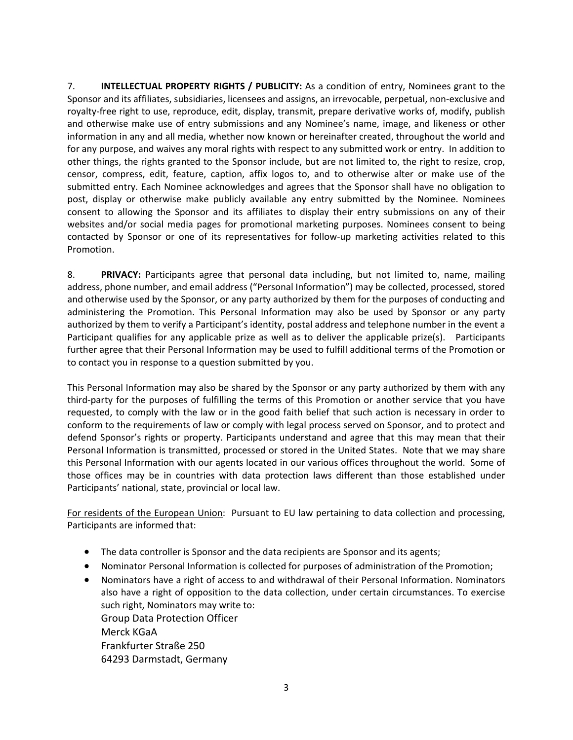7. **INTELLECTUAL PROPERTY RIGHTS / PUBLICITY:** As a condition of entry, Nominees grant to the Sponsor and its affiliates, subsidiaries, licensees and assigns, an irrevocable, perpetual, non-exclusive and royalty-free right to use, reproduce, edit, display, transmit, prepare derivative works of, modify, publish and otherwise make use of entry submissions and any Nominee's name, image, and likeness or other information in any and all media, whether now known or hereinafter created, throughout the world and for any purpose, and waives any moral rights with respect to any submitted work or entry. In addition to other things, the rights granted to the Sponsor include, but are not limited to, the right to resize, crop, censor, compress, edit, feature, caption, affix logos to, and to otherwise alter or make use of the submitted entry. Each Nominee acknowledges and agrees that the Sponsor shall have no obligation to post, display or otherwise make publicly available any entry submitted by the Nominee. Nominees consent to allowing the Sponsor and its affiliates to display their entry submissions on any of their websites and/or social media pages for promotional marketing purposes. Nominees consent to being contacted by Sponsor or one of its representatives for follow-up marketing activities related to this Promotion.

8. **PRIVACY:** Participants agree that personal data including, but not limited to, name, mailing address, phone number, and email address ("Personal Information") may be collected, processed, stored and otherwise used by the Sponsor, or any party authorized by them for the purposes of conducting and administering the Promotion. This Personal Information may also be used by Sponsor or any party authorized by them to verify a Participant's identity, postal address and telephone number in the event a Participant qualifies for any applicable prize as well as to deliver the applicable prize(s). Participants further agree that their Personal Information may be used to fulfill additional terms of the Promotion or to contact you in response to a question submitted by you.

This Personal Information may also be shared by the Sponsor or any party authorized by them with any third-party for the purposes of fulfilling the terms of this Promotion or another service that you have requested, to comply with the law or in the good faith belief that such action is necessary in order to conform to the requirements of law or comply with legal process served on Sponsor, and to protect and defend Sponsor's rights or property. Participants understand and agree that this may mean that their Personal Information is transmitted, processed or stored in the United States. Note that we may share this Personal Information with our agents located in our various offices throughout the world. Some of those offices may be in countries with data protection laws different than those established under Participants' national, state, provincial or local law.

<u>For residents of the European Union</u>: Pursuant to EU law pertaining to data collection and processing, Participants are informed that:

- The data controller is Sponsor and the data recipients are Sponsor and its agents;
- Nominator Personal Information is collected for purposes of administration of the Promotion;
- Nominators have a right of access to and withdrawal of their Personal Information. Nominators also have a right of opposition to the data collection, under certain circumstances. To exercise such right, Nominators may write to:
  Group Data Protection Officer
  Merck KGaA
  Frankfurter Straße 250
  64293 Darmstadt, Germany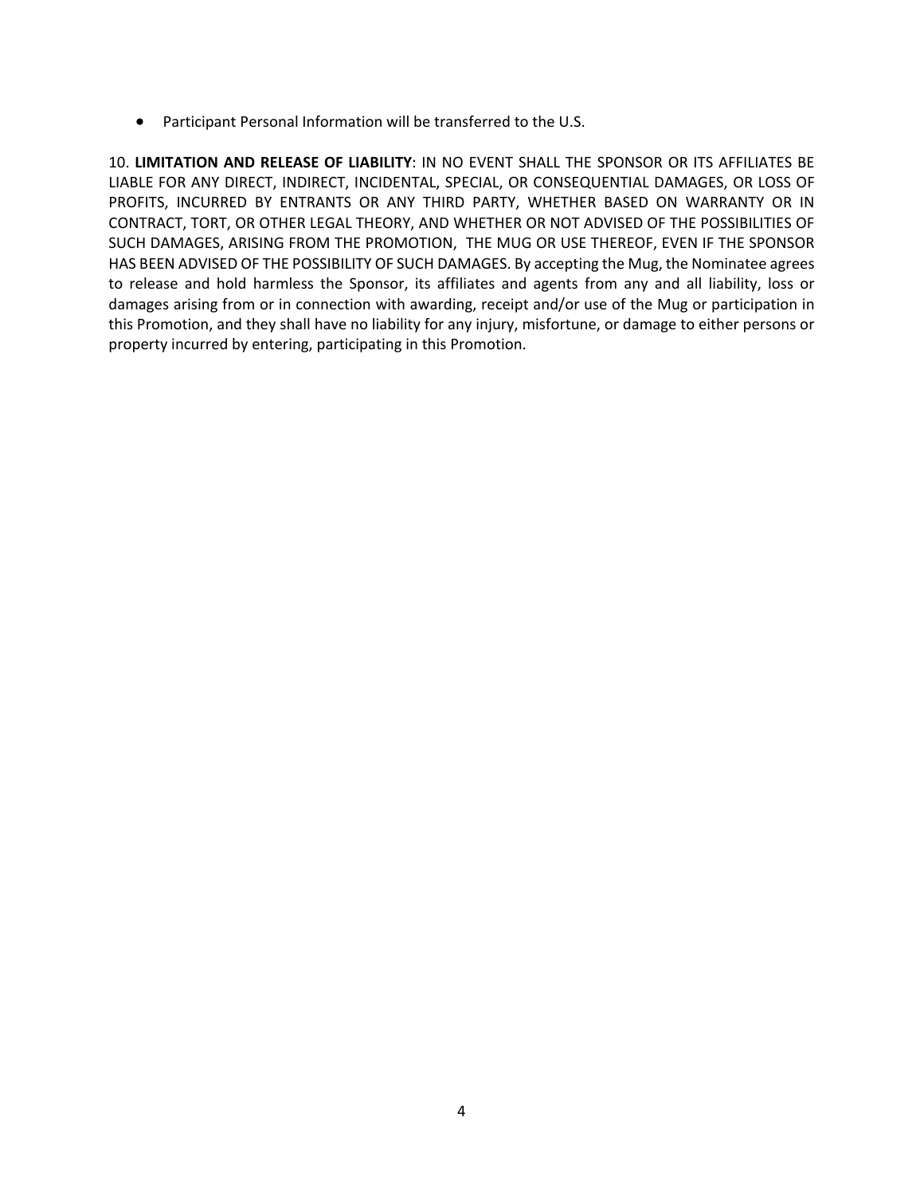- Participant Personal Information will be transferred to the U.S.

10. **LIMITATION AND RELEASE OF LIABILITY**: IN NO EVENT SHALL THE SPONSOR OR ITS AFFILIATES BE LIABLE FOR ANY DIRECT, INDIRECT, INCIDENTAL, SPECIAL, OR CONSEQUENTIAL DAMAGES, OR LOSS OF PROFITS, INCURRED BY ENTRANTS OR ANY THIRD PARTY, WHETHER BASED ON WARRANTY OR IN CONTRACT, TORT, OR OTHER LEGAL THEORY, AND WHETHER OR NOT ADVISED OF THE POSSIBILITIES OF SUCH DAMAGES, ARISING FROM THE PROMOTION, THE MUG OR USE THEREOF, EVEN IF THE SPONSOR HAS BEEN ADVISED OF THE POSSIBILITY OF SUCH DAMAGES. By accepting the Mug, the Nominatee agrees to release and hold harmless the Sponsor, its affiliates and agents from any and all liability, loss or damages arising from or in connection with awarding, receipt and/or use of the Mug or participation in this Promotion, and they shall have no liability for any injury, misfortune, or damage to either persons or property incurred by entering, participating in this Promotion.